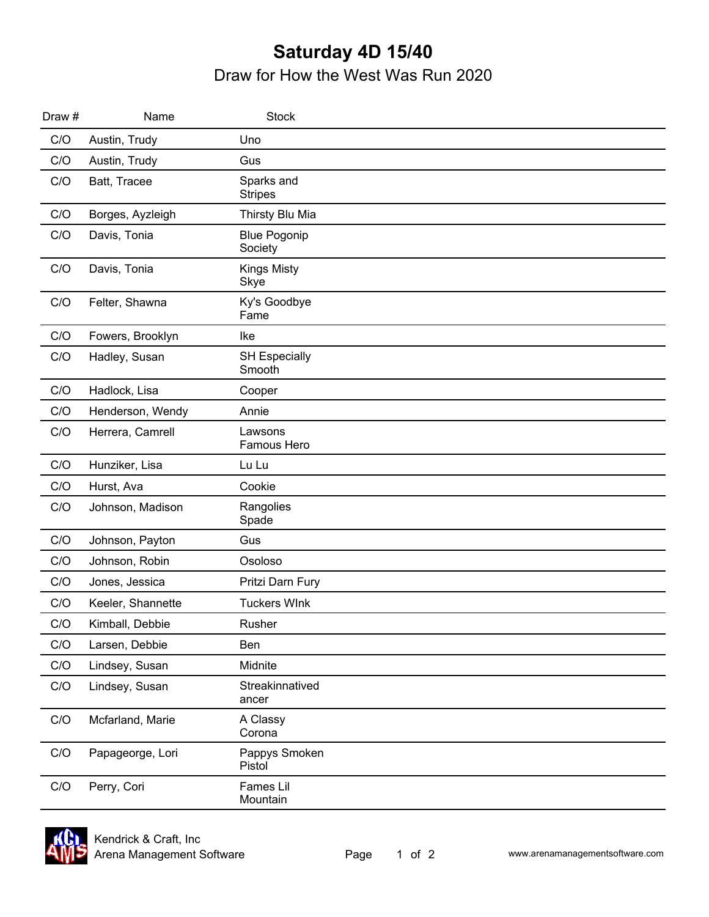# Saturday 4D 15/40

## Draw for How the West Was Run 2020

| Draw # | Name | Stock |
|---|---|---|
| C/O | Austin, Trudy | Uno |
| C/O | Austin, Trudy | Gus |
| C/O | Batt, Tracee | Sparks and Stripes |
| C/O | Borges, Ayzleigh | Thirsty Blu Mia |
| C/O | Davis, Tonia | Blue Pogonip Society |
| C/O | Davis, Tonia | Kings Misty Skye |
| C/O | Felter, Shawna | Ky's Goodbye Fame |
| C/O | Fowers, Brooklyn | Ike |
| C/O | Hadley, Susan | SH Especially Smooth |
| C/O | Hadlock, Lisa | Cooper |
| C/O | Henderson, Wendy | Annie |
| C/O | Herrera, Camrell | Lawsons Famous Hero |
| C/O | Hunziker, Lisa | Lu Lu |
| C/O | Hurst, Ava | Cookie |
| C/O | Johnson, Madison | Rangolies Spade |
| C/O | Johnson, Payton | Gus |
| C/O | Johnson, Robin | Osoloso |
| C/O | Jones, Jessica | Pritzi Darn Fury |
| C/O | Keeler, Shannette | Tuckers WInk |
| C/O | Kimball, Debbie | Rusher |
| C/O | Larsen, Debbie | Ben |
| C/O | Lindsey, Susan | Midnite |
| C/O | Lindsey, Susan | Streakinnatived ancer |
| C/O | Mcfarland, Marie | A Classy Corona |
| C/O | Papageorge, Lori | Pappys Smoken Pistol |
| C/O | Perry, Cori | Fames Lil Mountain |

Kendrick & Craft, Inc
Arena Management Software

www.arenamanagementsoftware.com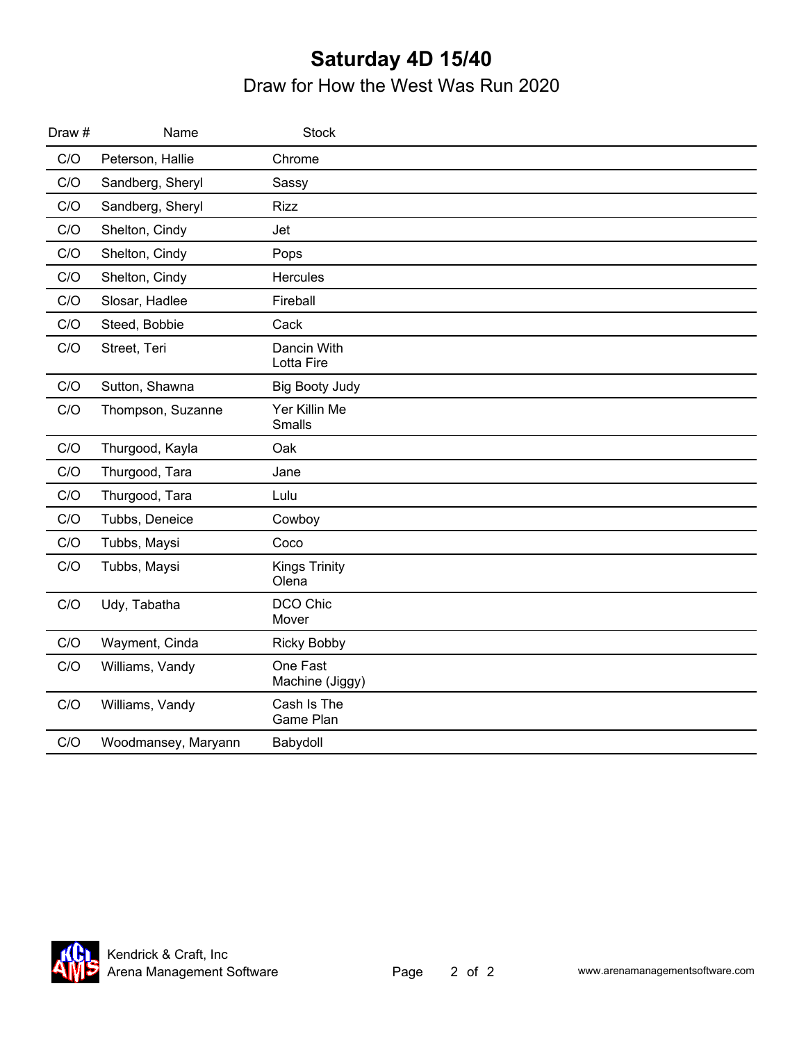# Saturday 4D 15/40

Draw for How the West Was Run 2020

| Draw # | Name | Stock |
|---|---|---|
| C/O | Peterson, Hallie | Chrome |
| C/O | Sandberg, Sheryl | Sassy |
| C/O | Sandberg, Sheryl | Rizz |
| C/O | Shelton, Cindy | Jet |
| C/O | Shelton, Cindy | Pops |
| C/O | Shelton, Cindy | Hercules |
| C/O | Slosar, Hadlee | Fireball |
| C/O | Steed, Bobbie | Cack |
| C/O | Street, Teri | Dancin With Lotta Fire |
| C/O | Sutton, Shawna | Big Booty Judy |
| C/O | Thompson, Suzanne | Yer Killin Me Smalls |
| C/O | Thurgood, Kayla | Oak |
| C/O | Thurgood, Tara | Jane |
| C/O | Thurgood, Tara | Lulu |
| C/O | Tubbs, Deneice | Cowboy |
| C/O | Tubbs, Maysi | Coco |
| C/O | Tubbs, Maysi | Kings Trinity Olena |
| C/O | Udy, Tabatha | DCO Chic Mover |
| C/O | Wayment, Cinda | Ricky Bobby |
| C/O | Williams, Vandy | One Fast Machine (Jiggy) |
| C/O | Williams, Vandy | Cash Is The Game Plan |
| C/O | Woodmansey, Maryann | Babydoll |

Kendrick & Craft, Inc
Arena Management Software

www.arenamanagementsoftware.com